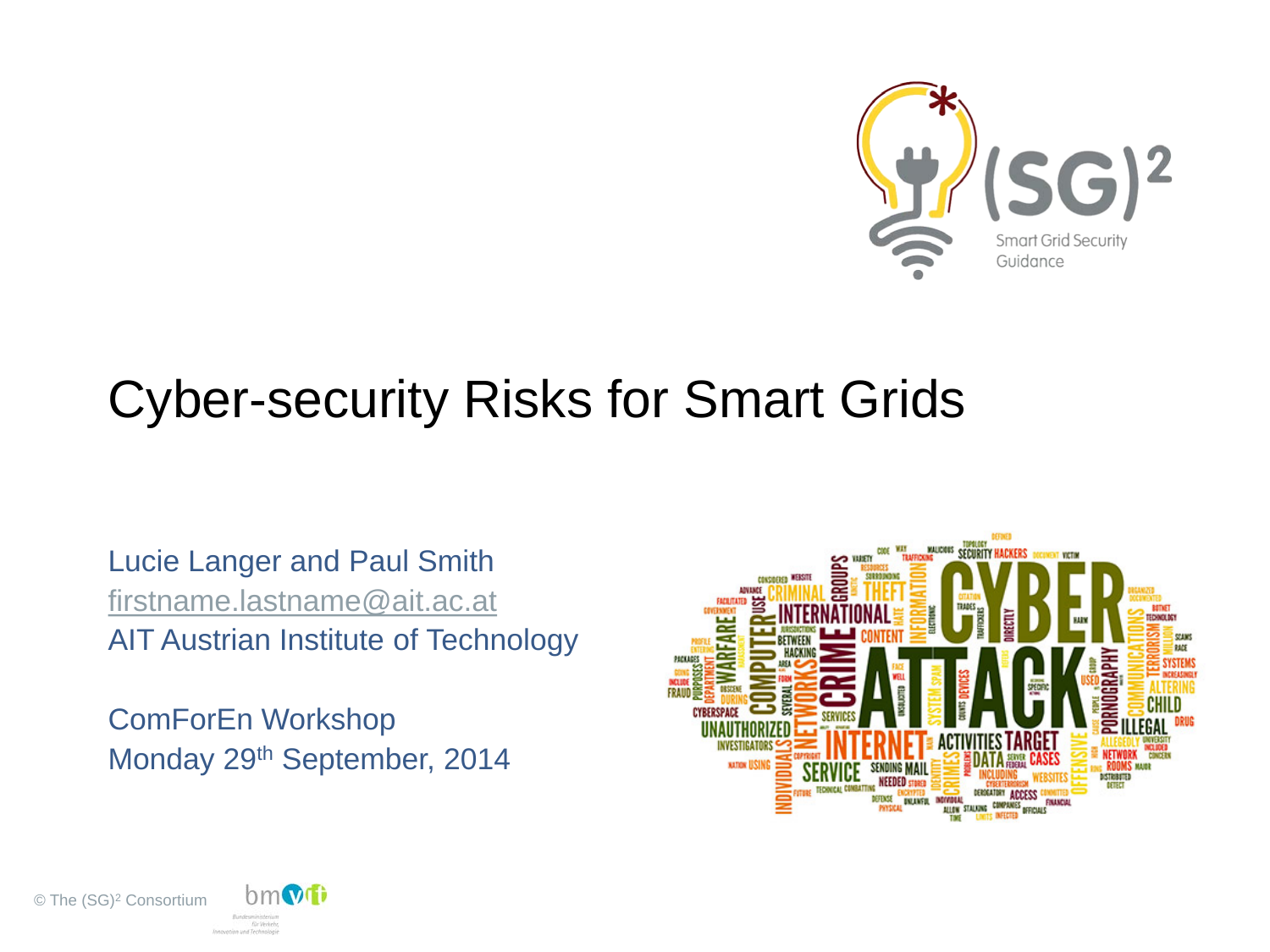# Cyber-security Risks for Smart Grids

Lucie Langer and Paul Smith
firstname.lastname@ait.ac.at
AIT Austrian Institute of Technology

ComForEn Workshop
Monday 29th September, 2014

© The (SG)² Consortium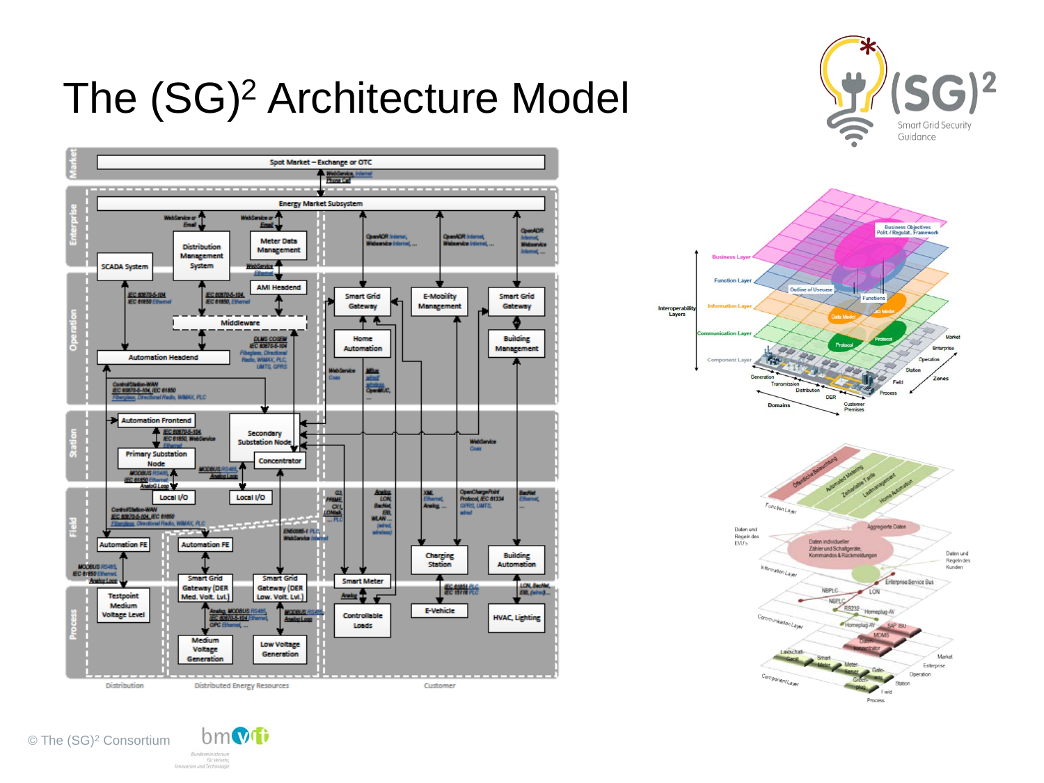# The (SG)$^2$ Architecture Model

Market

Spot Market – Exchange or OTC

WebService, Internet
Phone Call

Enterprise

Energy Market Subsystem

WebService or Email

WebService or Email

Distribution Management System

Meter Data Management

OpenADR Internet, Webservice Internet, ...

OpenADR Internet, Webservice Internet, ...

OpenADR Internet, Webservice Internet, ...

SCADA System

WebService Ethernet

Operation

AMI Headend

IEC 60870-5-104
IEC 61850 Ethernet

IEC 60870-5-104,
IEC 61850, Ethernet

Smart Grid Gateway

E-Mobility Management

Smart Grid Gateway

Middleware

Home Automation

Building Management

DLMS COSEM
IEC 60870-5-104
Fiberglass, Directional Radio, WIMAX, PLC, UMTS, GPRS

Automation Headend

WebService Coax

M-Bus wired wireless, OpenMUC, ...

ControlStation-WAN
IEC 60870-5-104, IEC 61850
Fiberglass, Directional Radio, WIMAX, PLC

Station

Automation Frontend

IEC 60870-5-104
IEC 61850, WebService
Ethernet

Secondary Substation Node

Primary Substation Node

Concentrator

WebService Coax

MODBUS RS485
IEC 61850 Ethernet
Analog Loop

MODBUS RS485
Analog Loop

Local I/O

Local I/O

Field

ControlStation-WAN
IEC 60870-5-104, IEC 61850
Fiberglass, Directional Radio, WIMAX, PLC

G3, PRIME, CX1, LONtalk, ... PLC

Analog, LON, BacNet, EIB, WLAN ... (wired, wireless)

XML Ethernet, Analog, ...

OpenChargePoint Protocol, IEC 61334 GPRS, UMTS, wired

BacNet Ethernet, ...

EN50065-1 PLC
WebService Internet

Automation FE

Automation FE

Charging Station

Building Automation

MODBUS RS485
IEC 61850 Ethernet
Analog Loop

Smart Grid Gateway (DER Med. Volt. Lvl.)

Smart Grid Gateway (DER Low. Volt. Lvl.)

Smart Meter

Process

Testpoint Medium Voltage Level

Analog, MODBUS RS485,
IEC 60870-5-104 Ethernet,
OPC Ethernet, ...

MODBUS RS485
Analog Loop

Analog

Controllable Loads

IEC 61851 PLC
IEC 15118 PLC

E-Vehicle

LON, BacNet, EIB, (wired) ...

HVAC, Lighting

Medium Voltage Generation

Low Voltage Generation

Distribution | Distributed Energy Resources | Customer

Smart Grid Security Guidance

Interoperability Layers: Business Layer, Function Layer, Information Layer, Communication Layer, Component Layer

Business Objectives Polit. / Regulat. Framework; Outline of Usecase; Functions; Data Model; Protocol

Domains: Generation, Transmission, Distribution, DER, Customer Premises

Zones: Process, Field, Station, Operation, Enterprise, Market

Function Layer: Öffentliche Beleuchtung, Automated Metering, Zeitvariable Tarife, Lastmanagement, Home Automation

Information Layer: Daten und Regeln des EVU's; Aggregierte Daten; Daten individueller Zähler und Schaltgeräte, Kommandos & Rückmeldungen; Daten und Regeln des Kunden

Communication Layer: Enterprise Service Bus, NBPLC, LON, NBPLC, RS232, Homeplug-AV, Homeplug-AV, SAP ISU, MDMS, Daten-konzentrator

Component Layer: Lastschalt-Gerät, Smart Meter, Meter-Server, Gate-way, Green-plug

Market, Enterprise, Operation, Station, Field, Process

© The (SG)$^2$ Consortium

bmvit – Bundesministerium für Verkehr, Innovation und Technologie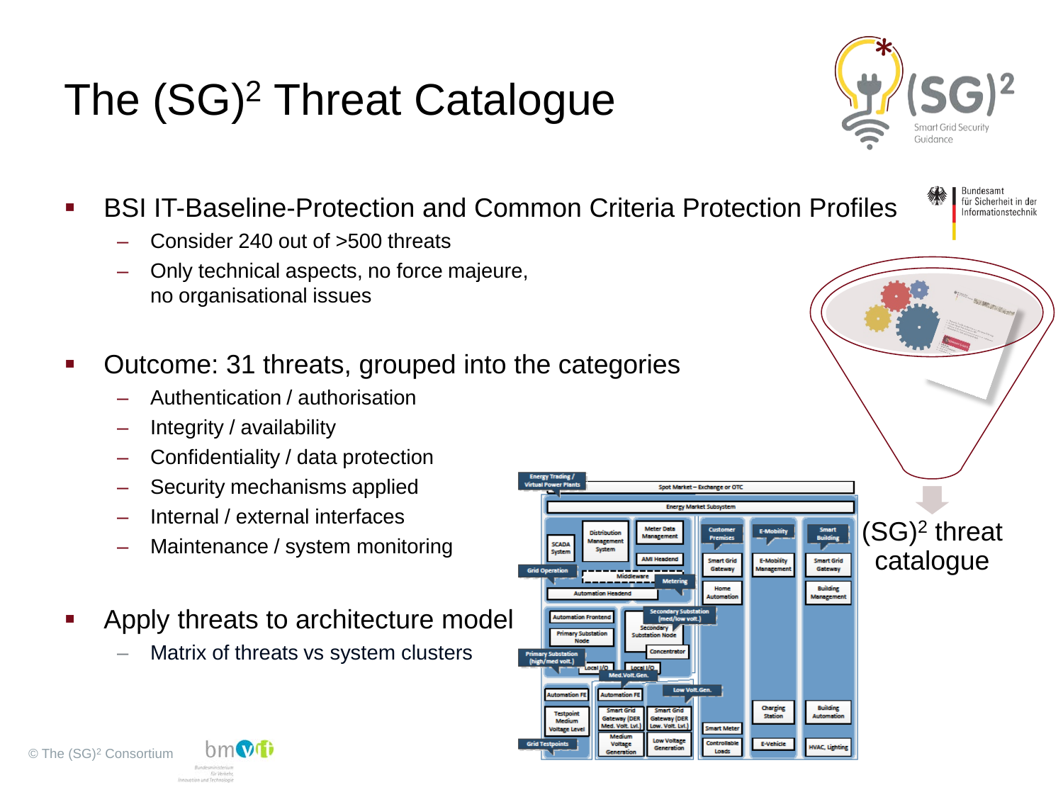# The (SG)² Threat Catalogue

- BSI IT-Baseline-Protection and Common Criteria Protection Profiles
  - Consider 240 out of >500 threats
  - Only technical aspects, no force majeure, no organisational issues
- Outcome: 31 threats, grouped into the categories
  - Authentication / authorisation
  - Integrity / availability
  - Confidentiality / data protection
  - Security mechanisms applied
  - Internal / external interfaces
  - Maintenance / system monitoring
- Apply threats to architecture model
  - Matrix of threats vs system clusters

(SG)² threat catalogue

© The (SG)² Consortium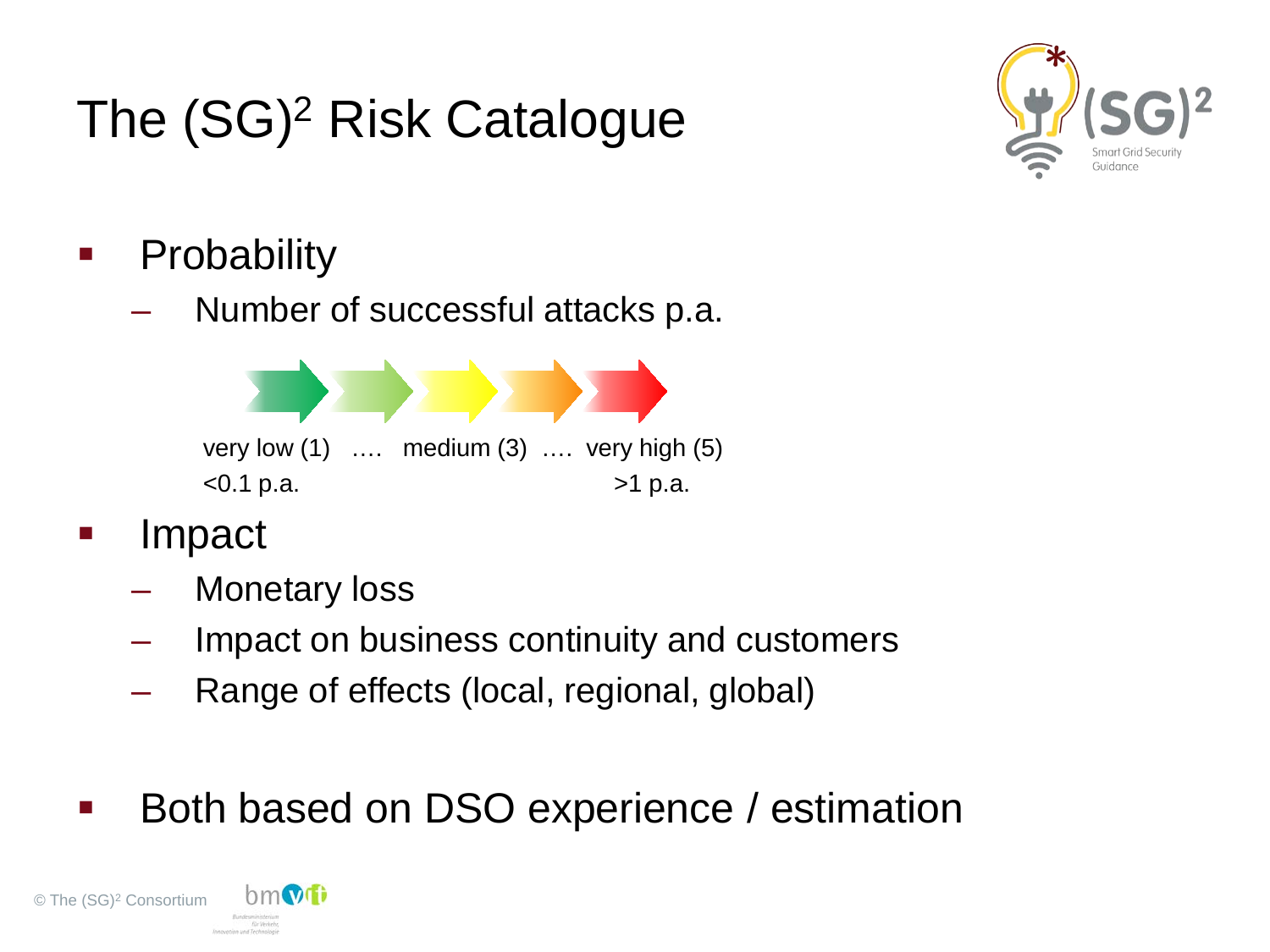# The $(SG)^2$ Risk Catalogue

- Probability
  - Number of successful attacks p.a.

    very low (1) …. medium (3) …. very high (5)

    <0.1 p.a. >1 p.a.

- Impact
  - Monetary loss
  - Impact on business continuity and customers
  - Range of effects (local, regional, global)

- Both based on DSO experience / estimation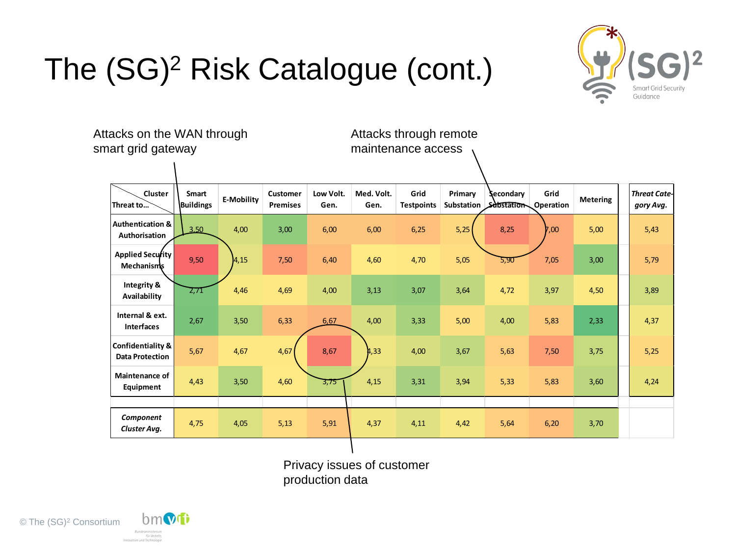# The $(SG)^2$ Risk Catalogue (cont.)

Attacks on the WAN through smart grid gateway

Attacks through remote maintenance access

| Threat to… \ Cluster | Smart Buildings | E-Mobility | Customer Premises | Low Volt. Gen. | Med. Volt. Gen. | Grid Testpoints | Primary Substation | Secondary Substation | Grid Operation | Metering | *Threat Category Avg.* |
|---|---|---|---|---|---|---|---|---|---|---|---|
| Authentication & Authorisation | 3,50 | 4,00 | 3,00 | 6,00 | 6,00 | 6,25 | 5,25 | 8,25 | 7,00 | 5,00 | 5,43 |
| Applied Security Mechanisms | 9,50 | 4,15 | 7,50 | 6,40 | 4,60 | 4,70 | 5,05 | 5,90 | 7,05 | 3,00 | 5,79 |
| Integrity & Availability | 2,71 | 4,46 | 4,69 | 4,00 | 3,13 | 3,07 | 3,64 | 4,72 | 3,97 | 4,50 | 3,89 |
| Internal & ext. Interfaces | 2,67 | 3,50 | 6,33 | 6,67 | 4,00 | 3,33 | 5,00 | 4,00 | 5,83 | 2,33 | 4,37 |
| Confidentiality & Data Protection | 5,67 | 4,67 | 4,67 | 8,67 | 4,33 | 4,00 | 3,67 | 5,63 | 7,50 | 3,75 | 5,25 |
| Maintenance of Equipment | 4,43 | 3,50 | 4,60 | 3,75 | 4,15 | 3,31 | 3,94 | 5,33 | 5,83 | 3,60 | 4,24 |
| *Component Cluster Avg.* | 4,75 | 4,05 | 5,13 | 5,91 | 4,37 | 4,11 | 4,42 | 5,64 | 6,20 | 3,70 | |

Privacy issues of customer production data

© The $(SG)^2$ Consortium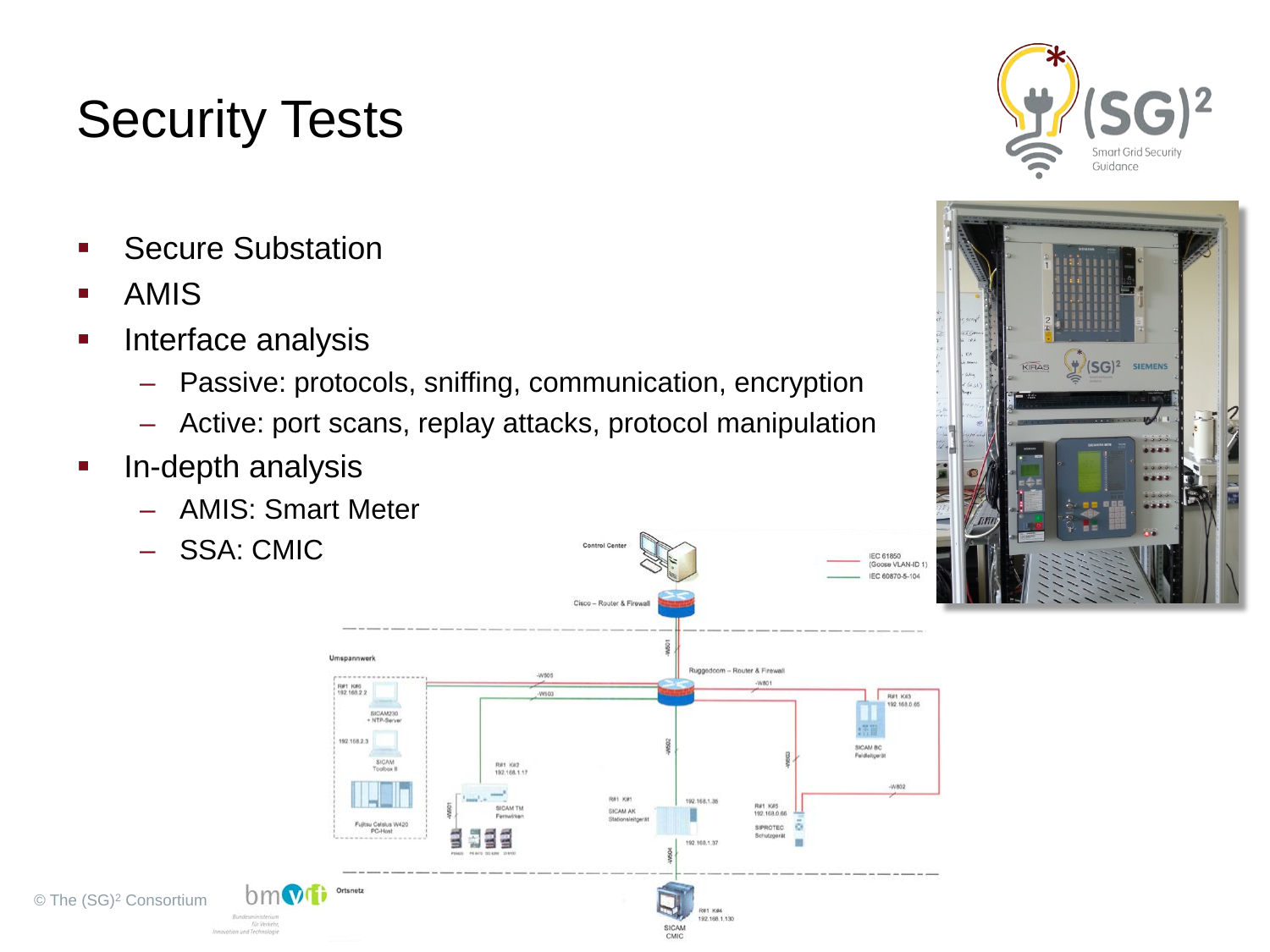# Security Tests

- Secure Substation
- AMIS
- Interface analysis
  - Passive: protocols, sniffing, communication, encryption
  - Active: port scans, replay attacks, protocol manipulation
- In-depth analysis
  - AMIS: Smart Meter
  - SSA: CMIC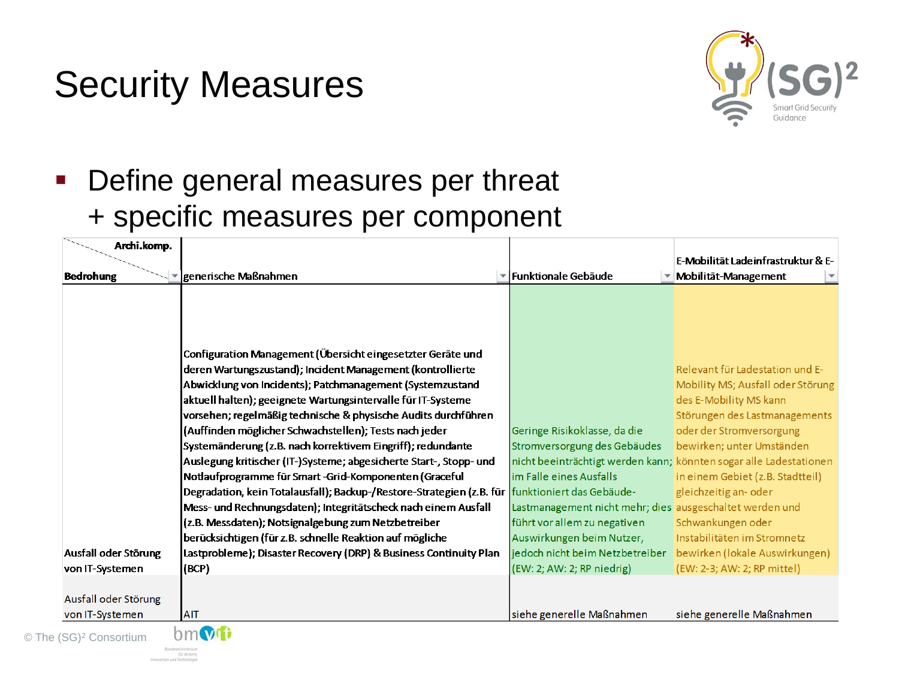# Security Measures

- Define general measures per threat + specific measures per component

| Archi.komp. / Bedrohung | generische Maßnahmen | Funktionale Gebäude | E-Mobilität Ladeinfrastruktur & E-Mobilität-Management |
|---|---|---|---|
| Ausfall oder Störung von IT-Systemen | **Configuration Management (Übersicht eingesetzter Geräte und deren Wartungszustand); Incident Management (kontrollierte Abwicklung von Incidents); Patchmanagement (Systemzustand aktuell halten); geeignete Wartungsintervalle für IT-Systeme vorsehen; regelmäßig technische & physische Audits durchführen (Auffinden möglicher Schwachstellen); Tests nach jeder Systemänderung (z.B. nach korrektivem Eingriff); redundante Auslegung kritischer (IT-)Systeme; abgesicherte Start-, Stopp- und Notlaufprogramme für Smart -Grid-Komponenten (Graceful Degradation, kein Totalausfall); Backup-/Restore-Strategien (z.B. für Mess- und Rechnungsdaten); Integritätscheck nach einem Ausfall (z.B. Messdaten); Notsignalgebung zum Netzbetreiber berücksichtigen (für z.B. schnelle Reaktion auf mögliche Lastprobleme); Disaster Recovery (DRP) & Business Continuity Plan (BCP)** | Geringe Risikoklasse, da die Stromversorgung des Gebäudes nicht beeinträchtigt werden kann; im Falle eines Ausfalls funktioniert das Gebäude-Lastmanagement nicht mehr; dies führt vor allem zu negativen Auswirkungen beim Nutzer, jedoch nicht beim Netzbetreiber (EW: 2; AW: 2; RP niedrig) | Relevant für Ladestation und E-Mobility MS; Ausfall oder Störung des E-Mobility MS kann Störungen des Lastmanagements oder der Stromversorgung bewirken; unter Umständen könnten sogar alle Ladestationen in einem Gebiet (z.B. Stadtteil) gleichzeitig an- oder ausgeschaltet werden und Schwankungen oder Instabilitäten im Stromnetz bewirken (lokale Auswirkungen) (EW: 2-3; AW: 2; RP mittel) |
| Ausfall oder Störung von IT-Systemen | AIT | siehe generelle Maßnahmen | siehe generelle Maßnahmen |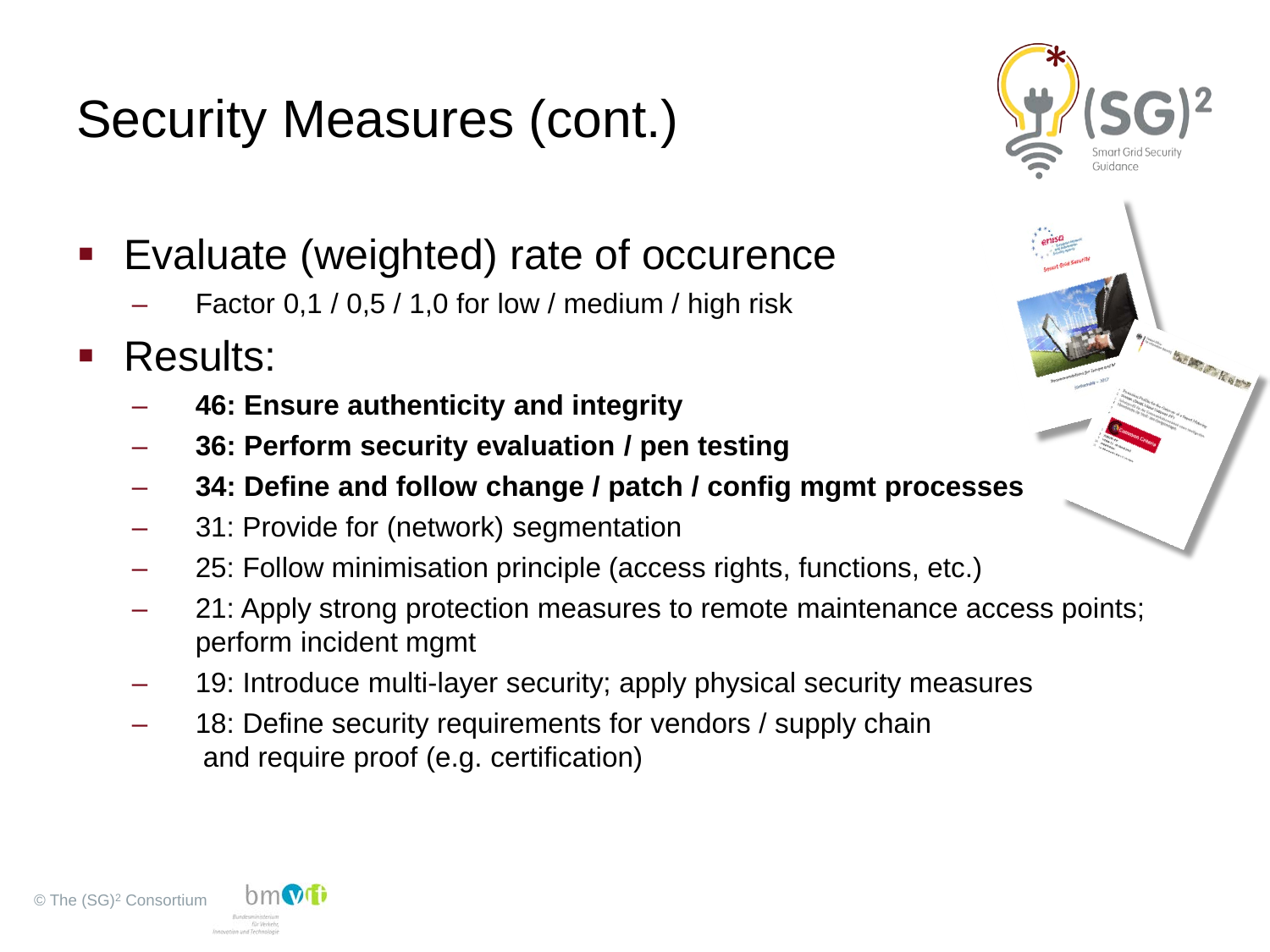# Security Measures (cont.)

- Evaluate (weighted) rate of occurence
  - Factor 0,1 / 0,5 / 1,0 for low / medium / high risk
- Results:
  - **46: Ensure authenticity and integrity**
  - **36: Perform security evaluation / pen testing**
  - **34: Define and follow change / patch / config mgmt processes**
  - 31: Provide for (network) segmentation
  - 25: Follow minimisation principle (access rights, functions, etc.)
  - 21: Apply strong protection measures to remote maintenance access points; perform incident mgmt
  - 19: Introduce multi-layer security; apply physical security measures
  - 18: Define security requirements for vendors / supply chain and require proof (e.g. certification)

© The (SG)² Consortium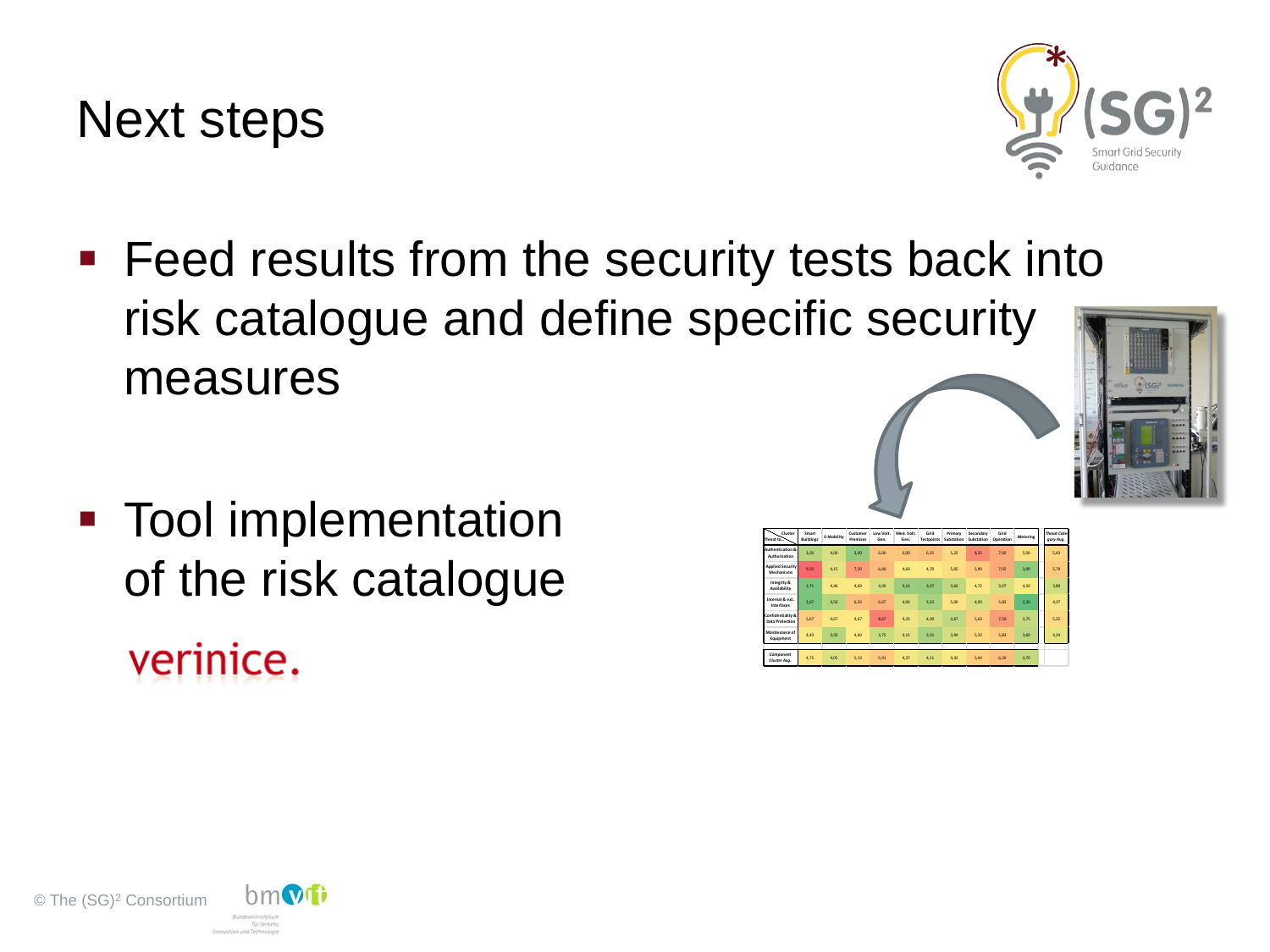# Next steps

- Feed results from the security tests back into risk catalogue and define specific security measures
- Tool implementation of the risk catalogue

verinice.

| Cluster / Threat to... | Smart Buildings | E-Mobility | Customer Premises | Low Volt. Gen. | Med. Volt. Gen. | Grid Testpoints | Primary Substation | Secondary Substation | Grid Operation | Metering | Threat Category Avg. |
|---|---|---|---|---|---|---|---|---|---|---|---|
| Authentication & Authorization | 3,50 | 4,00 | 3,00 | 6,00 | 6,00 | 6,25 | 5,25 | 8,25 | 7,00 | 5,00 | 5,43 |
| Applied Security Mechanisms | 9,50 | 4,15 | 7,50 | 6,40 | 4,60 | 4,70 | 5,35 | 5,80 | 7,05 | 3,00 | 5,78 |
| Integrity & Availability | 2,71 | 4,46 | 4,69 | 4,00 | 3,13 | 3,07 | 3,64 | 4,72 | 3,97 | 4,50 | 3,88 |
| Internal & ext. Interfaces | 2,67 | 3,50 | 6,33 | 6,67 | 4,00 | 3,33 | 5,00 | 4,00 | 5,60 | 2,33 | 4,37 |
| Confidentiality & Data Protection | 5,67 | 4,67 | 4,67 | 8,67 | 4,33 | 4,00 | 3,67 | 5,63 | 7,50 | 3,75 | 5,25 |
| Maintenance of Equipment | 4,43 | 3,50 | 4,60 | 3,75 | 4,15 | 3,31 | 3,94 | 5,33 | 5,83 | 3,60 | 4,24 |
| Component Cluster Avg. | 4,75 | 4,05 | 5,13 | 5,91 | 4,37 | 4,11 | 4,42 | 5,64 | 6,20 | 3,70 | |

© The (SG)² Consortium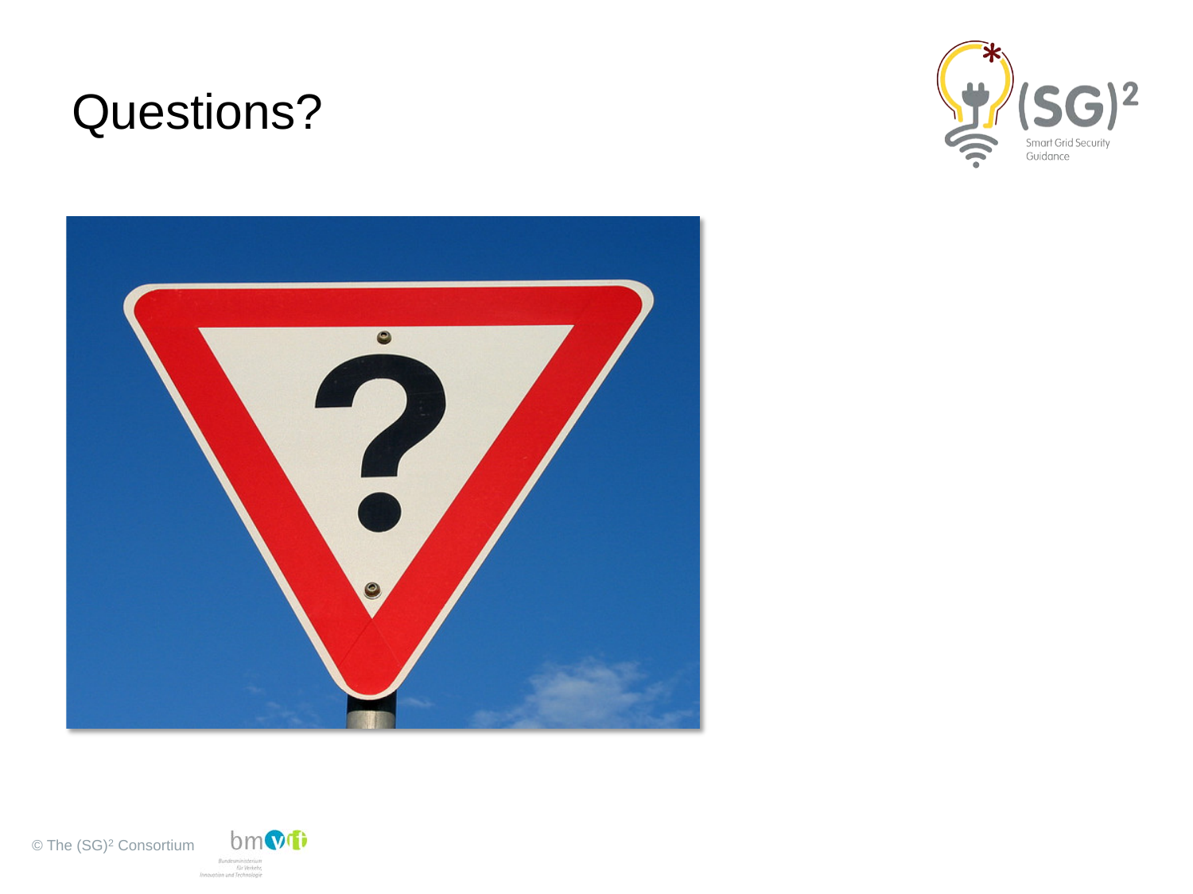# Questions?

© The (SG)² Consortium